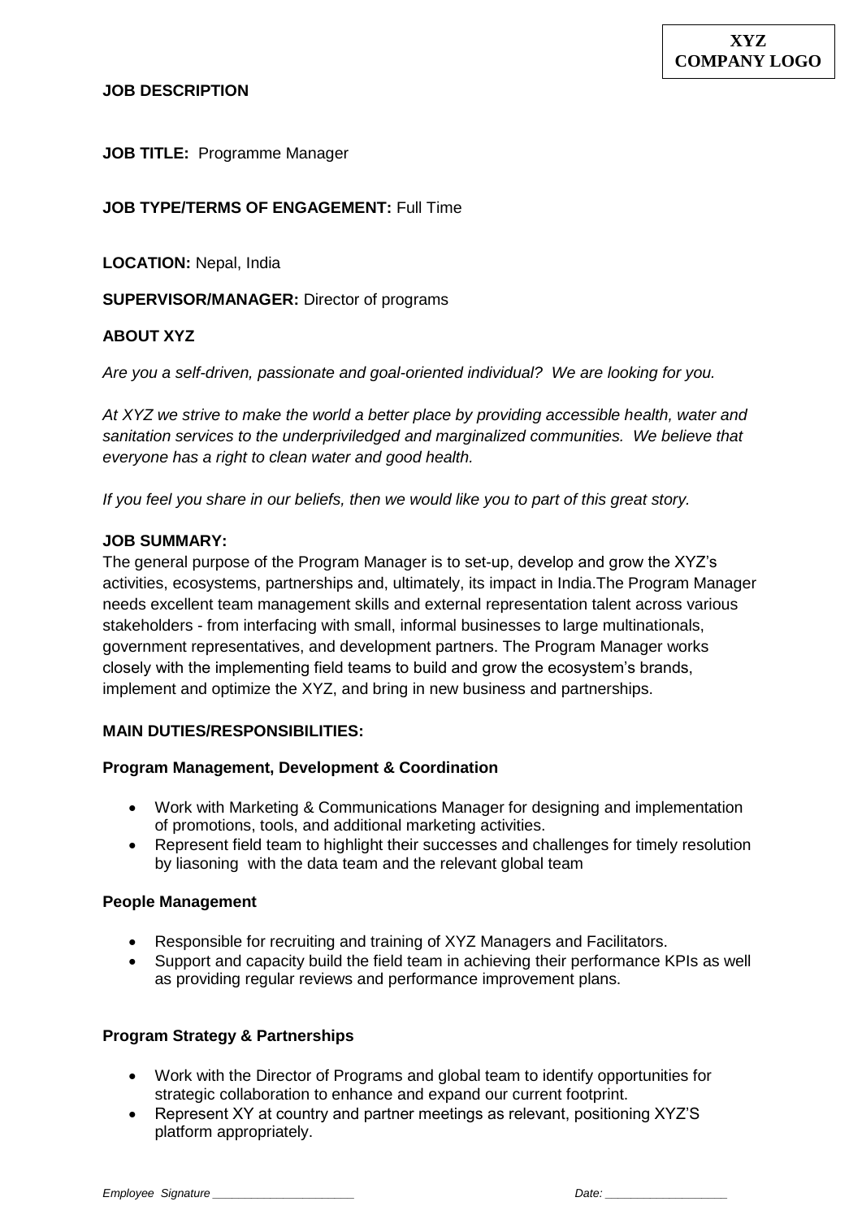**XYZ COMPANY LOGO**

# JOB DESCRIPTION

**JOB TITLE:** Programme Manager

**JOB TYPE/TERMS OF ENGAGEMENT:** Full Time

**LOCATION:** Nepal, India

**SUPERVISOR/MANAGER:** Director of programs

## ABOUT XYZ

*Are you a self-driven, passionate and goal-oriented individual? We are looking for you.*

*At XYZ we strive to make the world a better place by providing accessible health, water and sanitation services to the underpriviledged and marginalized communities. We believe that everyone has a right to clean water and good health.*

*If you feel you share in our beliefs, then we would like you to part of this great story.*

## JOB SUMMARY:

The general purpose of the Program Manager is to set-up, develop and grow the XYZ's activities, ecosystems, partnerships and, ultimately, its impact in India.The Program Manager needs excellent team management skills and external representation talent across various stakeholders - from interfacing with small, informal businesses to large multinationals, government representatives, and development partners. The Program Manager works closely with the implementing field teams to build and grow the ecosystem's brands, implement and optimize the XYZ, and bring in new business and partnerships.

## MAIN DUTIES/RESPONSIBILITIES:

### Program Management, Development & Coordination

- Work with Marketing & Communications Manager for designing and implementation of promotions, tools, and additional marketing activities.
- Represent field team to highlight their successes and challenges for timely resolution by liasoning with the data team and the relevant global team

### People Management

- Responsible for recruiting and training of XYZ Managers and Facilitators.
- Support and capacity build the field team in achieving their performance KPIs as well as providing regular reviews and performance improvement plans.

### Program Strategy & Partnerships

- Work with the Director of Programs and global team to identify opportunities for strategic collaboration to enhance and expand our current footprint.
- Represent XY at country and partner meetings as relevant, positioning XYZ'S platform appropriately.

*Employee Signature ____________________* *Date: __________________*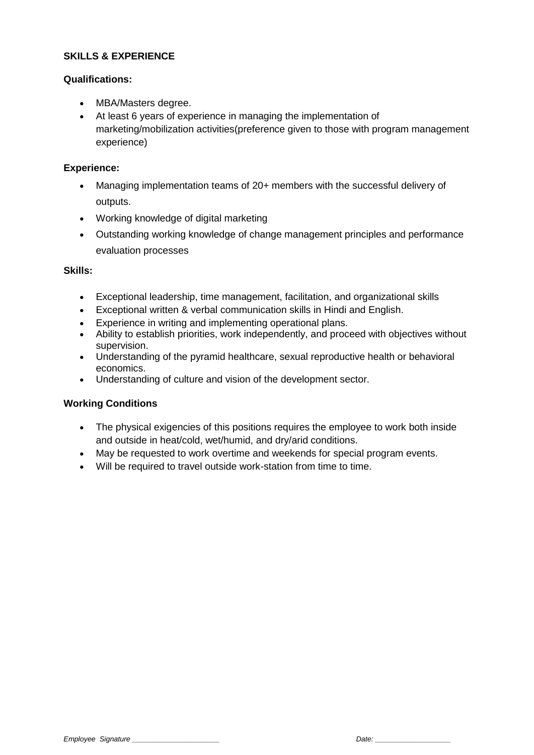**SKILLS & EXPERIENCE**

**Qualifications:**

- MBA/Masters degree.
- At least 6 years of experience in managing the implementation of marketing/mobilization activities(preference given to those with program management experience)

**Experience:**

- Managing implementation teams of 20+ members with the successful delivery of outputs.
- Working knowledge of digital marketing
- Outstanding working knowledge of change management principles and performance evaluation processes

**Skills:**

- Exceptional leadership, time management, facilitation, and organizational skills
- Exceptional written & verbal communication skills in Hindi and English.
- Experience in writing and implementing operational plans.
- Ability to establish priorities, work independently, and proceed with objectives without supervision.
- Understanding of the pyramid healthcare, sexual reproductive health or behavioral economics.
- Understanding of culture and vision of the development sector.

**Working Conditions**

- The physical exigencies of this positions requires the employee to work both inside and outside in heat/cold, wet/humid, and dry/arid conditions.
- May be requested to work overtime and weekends for special program events.
- Will be required to travel outside work-station from time to time.

*Employee Signature ______________________* *Date: ___________________*